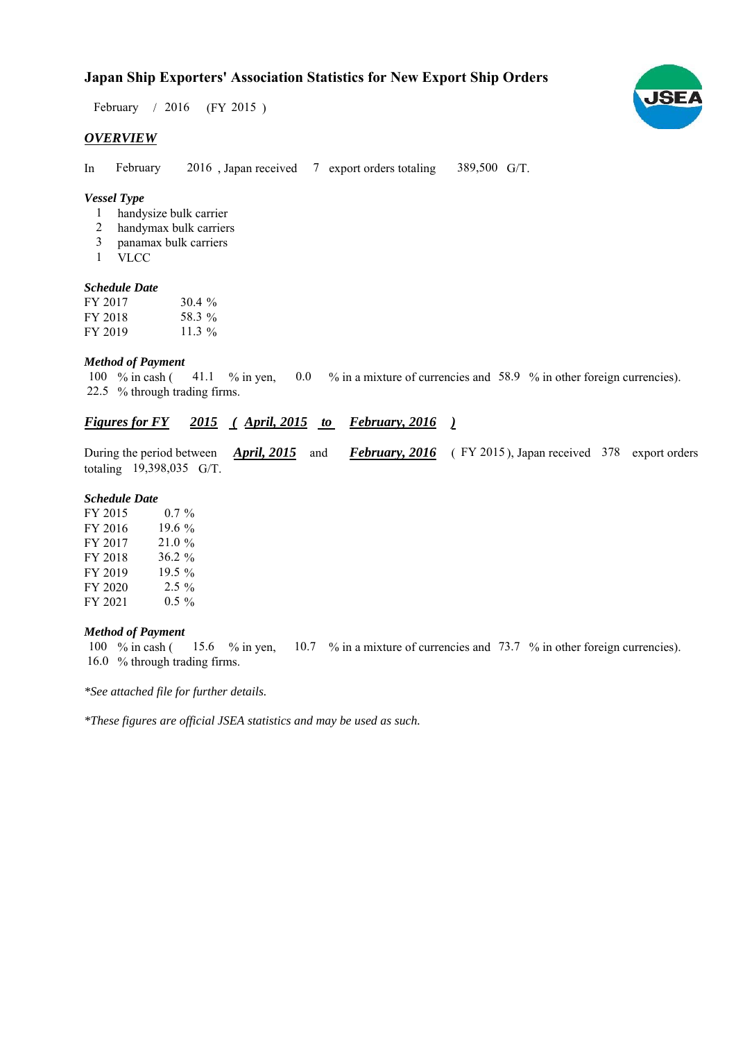# Japan Ship Exporters' Association Statistics for New Export Ship Orders

February / 2016 (FY 2015 )

## *OVERVIEW*

In February 2016 , Japan received 7 export orders totaling 389,500 G/T.

### *Vessel Type*

1 handysize bulk carrier
2 handymax bulk carriers
3 panamax bulk carriers
1 VLCC

### *Schedule Date*

| | |
|---|---|
| FY 2017 | 30.4 % |
| FY 2018 | 58.3 % |
| FY 2019 | 11.3 % |

### *Method of Payment*

100 % in cash ( 41.1 % in yen, 0.0 % in a mixture of currencies and 58.9 % in other foreign currencies).
22.5 % through trading firms.

## *Figures for FY 2015 ( April, 2015 to February, 2016 )*

During the period between ***April, 2015*** and ***February, 2016*** ( FY 2015 ), Japan received 378 export orders totaling 19,398,035 G/T.

### *Schedule Date*

| | |
|---|---|
| FY 2015 | 0.7 % |
| FY 2016 | 19.6 % |
| FY 2017 | 21.0 % |
| FY 2018 | 36.2 % |
| FY 2019 | 19.5 % |
| FY 2020 | 2.5 % |
| FY 2021 | 0.5 % |

### *Method of Payment*

100 % in cash ( 15.6 % in yen, 10.7 % in a mixture of currencies and 73.7 % in other foreign currencies).
16.0 % through trading firms.

*\*See attached file for further details.*

*\*These figures are official JSEA statistics and may be used as such.*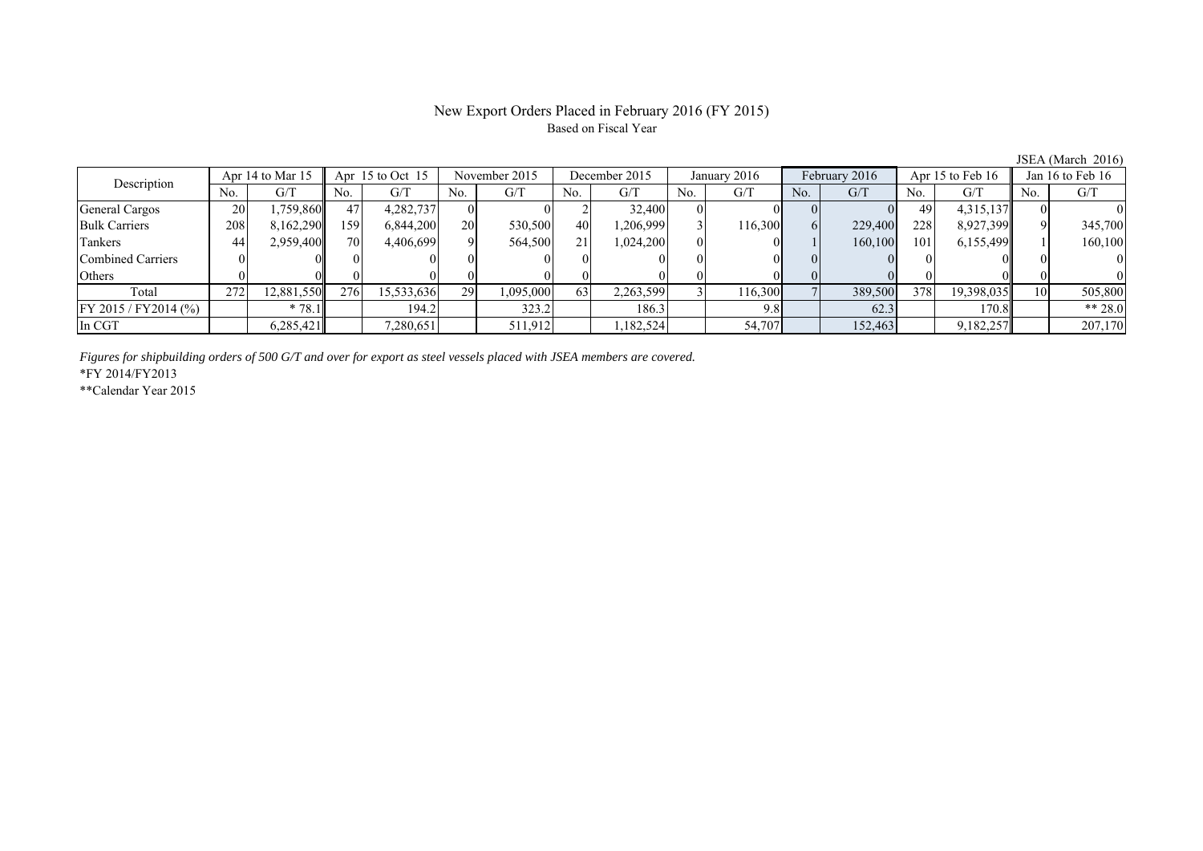# New Export Orders Placed in February 2016 (FY 2015)

Based on Fiscal Year

JSEA (March 2016)

| Description | Apr 14 to Mar 15 | | Apr 15 to Oct 15 | | November 2015 | | December 2015 | | January 2016 | | February 2016 | | Apr 15 to Feb 16 | | Jan 16 to Feb 16 | |
|---|---|---|---|---|---|---|---|---|---|---|---|---|---|---|---|---|
| | No. | G/T | No. | G/T | No. | G/T | No. | G/T | No. | G/T | No. | G/T | No. | G/T | No. | G/T |
| General Cargos | 20 | 1,759,860 | 47 | 4,282,737 | 0 | 0 | 2 | 32,400 | 0 | 0 | 0 | 0 | 49 | 4,315,137 | 0 | 0 |
| Bulk Carriers | 208 | 8,162,290 | 159 | 6,844,200 | 20 | 530,500 | 40 | 1,206,999 | 3 | 116,300 | 6 | 229,400 | 228 | 8,927,399 | 9 | 345,700 |
| Tankers | 44 | 2,959,400 | 70 | 4,406,699 | 9 | 564,500 | 21 | 1,024,200 | 0 | 0 | 1 | 160,100 | 101 | 6,155,499 | 1 | 160,100 |
| Combined Carriers | 0 | 0 | 0 | 0 | 0 | 0 | 0 | 0 | 0 | 0 | 0 | 0 | 0 | 0 | 0 | 0 |
| Others | 0 | 0 | 0 | 0 | 0 | 0 | 0 | 0 | 0 | 0 | 0 | 0 | 0 | 0 | 0 | 0 |
| Total | 272 | 12,881,550 | 276 | 15,533,636 | 29 | 1,095,000 | 63 | 2,263,599 | 3 | 116,300 | 7 | 389,500 | 378 | 19,398,035 | 10 | 505,800 |
| FY 2015 / FY2014 (%) | | * 78.1 | | 194.2 | | 323.2 | | 186.3 | | 9.8 | | 62.3 | | 170.8 | | ** 28.0 |
| In CGT | | 6,285,421 | | 7,280,651 | | 511,912 | | 1,182,524 | | 54,707 | | 152,463 | | 9,182,257 | | 207,170 |

*Figures for shipbuilding orders of 500 G/T and over for export as steel vessels placed with JSEA members are covered.*

*FY 2014/FY2013

**Calendar Year 2015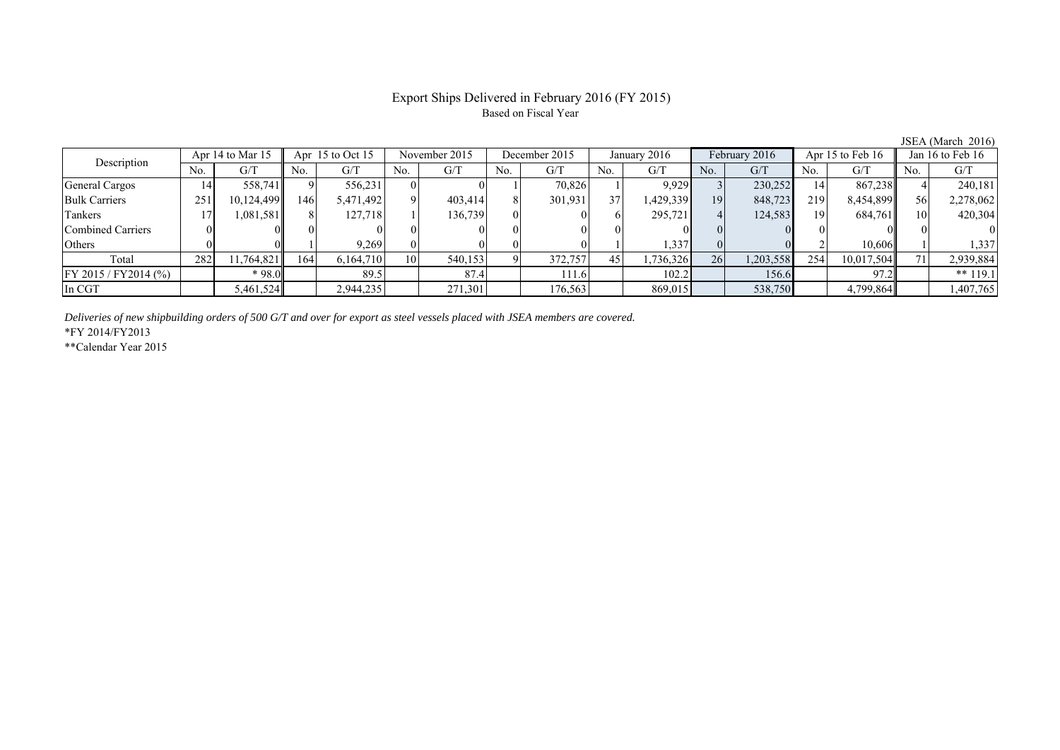# Export Ships Delivered in February 2016 (FY 2015)

Based on Fiscal Year

JSEA (March 2016)

| Description | Apr 14 to Mar 15 | | Apr 15 to Oct 15 | | November 2015 | | December 2015 | | January 2016 | | February 2016 | | Apr 15 to Feb 16 | | Jan 16 to Feb 16 | |
|---|---|---|---|---|---|---|---|---|---|---|---|---|---|---|---|---|
| | No. | G/T | No. | G/T | No. | G/T | No. | G/T | No. | G/T | No. | G/T | No. | G/T | No. | G/T |
| General Cargos | 14 | 558,741 | 9 | 556,231 | 0 | 0 | 1 | 70,826 | 1 | 9,929 | 3 | 230,252 | 14 | 867,238 | 4 | 240,181 |
| Bulk Carriers | 251 | 10,124,499 | 146 | 5,471,492 | 9 | 403,414 | 8 | 301,931 | 37 | 1,429,339 | 19 | 848,723 | 219 | 8,454,899 | 56 | 2,278,062 |
| Tankers | 17 | 1,081,581 | 8 | 127,718 | 1 | 136,739 | 0 | 0 | 6 | 295,721 | 4 | 124,583 | 19 | 684,761 | 10 | 420,304 |
| Combined Carriers | 0 | 0 | 0 | 0 | 0 | 0 | 0 | 0 | 0 | 0 | 0 | 0 | 0 | 0 | 0 | 0 |
| Others | 0 | 0 | 1 | 9,269 | 0 | 0 | 0 | 0 | 1 | 1,337 | 0 | 0 | 2 | 10,606 | 1 | 1,337 |
| Total | 282 | 11,764,821 | 164 | 6,164,710 | 10 | 540,153 | 9 | 372,757 | 45 | 1,736,326 | 26 | 1,203,558 | 254 | 10,017,504 | 71 | 2,939,884 |
| FY 2015 / FY2014 (%) | | * 98.0 | | 89.5 | | 87.4 | | 111.6 | | 102.2 | | 156.6 | | 97.2 | | ** 119.1 |
| In CGT | | 5,461,524 | | 2,944,235 | | 271,301 | | 176,563 | | 869,015 | | 538,750 | | 4,799,864 | | 1,407,765 |

*Deliveries of new shipbuilding orders of 500 G/T and over for export as steel vessels placed with JSEA members are covered.*

*FY 2014/FY2013

**Calendar Year 2015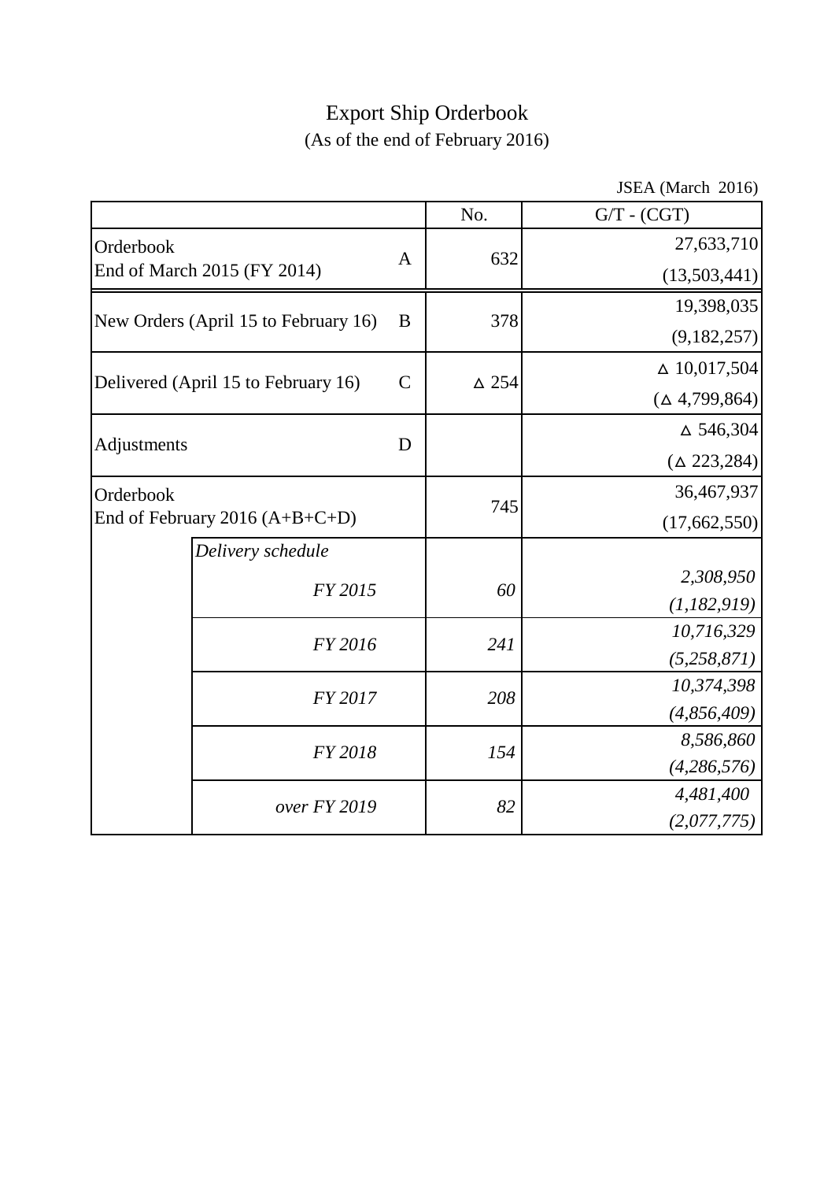# Export Ship Orderbook

(As of the end of February 2016)

JSEA (March 2016)

| | | | No. | G/T - (CGT) |
|---|---|---|---|---|
| Orderbook<br>End of March 2015 (FY 2014) | | A | 632 | 27,633,710<br>(13,503,441) |
| New Orders (April 15 to February 16) | | B | 378 | 19,398,035<br>(9,182,257) |
| Delivered (April 15 to February 16) | | C | ∆ 254 | ∆ 10,017,504<br>(∆ 4,799,864) |
| Adjustments | | D | | ∆ 546,304<br>(∆ 223,284) |
| Orderbook<br>End of February 2016 (A+B+C+D) | | | 745 | 36,467,937<br>(17,662,550) |
| | *Delivery schedule*<br>*FY 2015* | | *60* | *2,308,950*<br>*(1,182,919)* |
| | *FY 2016* | | *241* | *10,716,329*<br>*(5,258,871)* |
| | *FY 2017* | | *208* | *10,374,398*<br>*(4,856,409)* |
| | *FY 2018* | | *154* | *8,586,860*<br>*(4,286,576)* |
| | *over FY 2019* | | *82* | *4,481,400*<br>*(2,077,775)* |